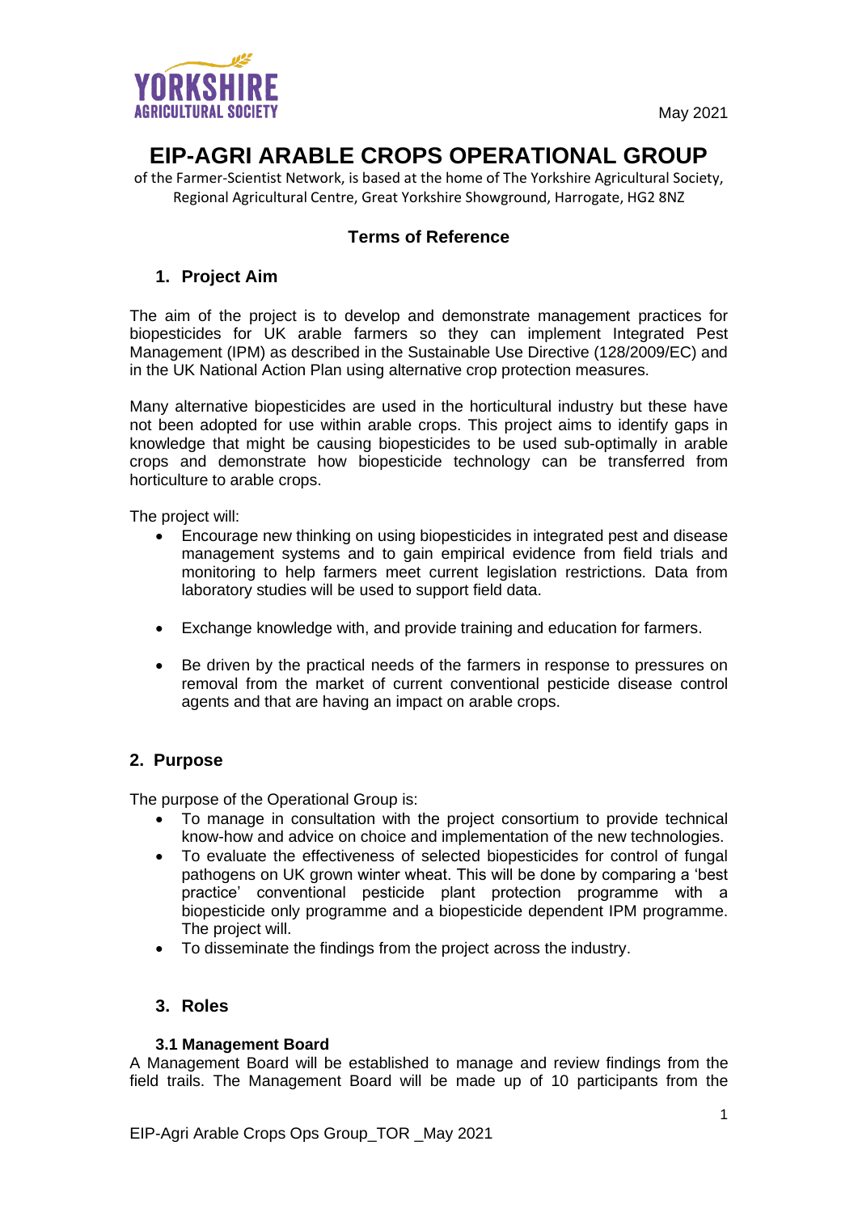May 2021

# EIP-AGRI ARABLE CROPS OPERATIONAL GROUP

of the Farmer-Scientist Network, is based at the home of The Yorkshire Agricultural Society, Regional Agricultural Centre, Great Yorkshire Showground, Harrogate, HG2 8NZ

### Terms of Reference

## 1. Project Aim

The aim of the project is to develop and demonstrate management practices for biopesticides for UK arable farmers so they can implement Integrated Pest Management (IPM) as described in the Sustainable Use Directive (128/2009/EC) and in the UK National Action Plan using alternative crop protection measures.

Many alternative biopesticides are used in the horticultural industry but these have not been adopted for use within arable crops. This project aims to identify gaps in knowledge that might be causing biopesticides to be used sub-optimally in arable crops and demonstrate how biopesticide technology can be transferred from horticulture to arable crops.

The project will:

- Encourage new thinking on using biopesticides in integrated pest and disease management systems and to gain empirical evidence from field trials and monitoring to help farmers meet current legislation restrictions. Data from laboratory studies will be used to support field data.
- Exchange knowledge with, and provide training and education for farmers.
- Be driven by the practical needs of the farmers in response to pressures on removal from the market of current conventional pesticide disease control agents and that are having an impact on arable crops.

## 2. Purpose

The purpose of the Operational Group is:

- To manage in consultation with the project consortium to provide technical know-how and advice on choice and implementation of the new technologies.
- To evaluate the effectiveness of selected biopesticides for control of fungal pathogens on UK grown winter wheat. This will be done by comparing a 'best practice' conventional pesticide plant protection programme with a biopesticide only programme and a biopesticide dependent IPM programme. The project will.
- To disseminate the findings from the project across the industry.

## 3. Roles

### 3.1 Management Board

A Management Board will be established to manage and review findings from the field trails. The Management Board will be made up of 10 participants from the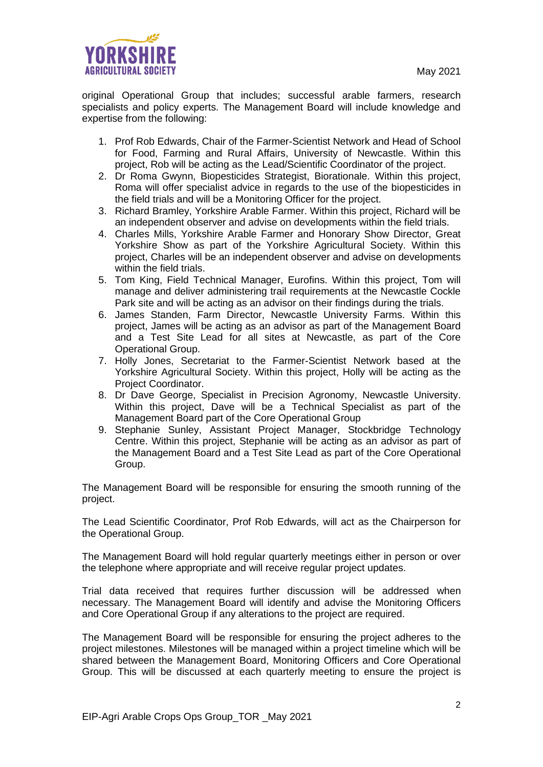original Operational Group that includes; successful arable farmers, research specialists and policy experts. The Management Board will include knowledge and expertise from the following:

1. Prof Rob Edwards, Chair of the Farmer-Scientist Network and Head of School for Food, Farming and Rural Affairs, University of Newcastle. Within this project, Rob will be acting as the Lead/Scientific Coordinator of the project.
2. Dr Roma Gwynn, Biopesticides Strategist, Biorationale. Within this project, Roma will offer specialist advice in regards to the use of the biopesticides in the field trials and will be a Monitoring Officer for the project.
3. Richard Bramley, Yorkshire Arable Farmer. Within this project, Richard will be an independent observer and advise on developments within the field trials.
4. Charles Mills, Yorkshire Arable Farmer and Honorary Show Director, Great Yorkshire Show as part of the Yorkshire Agricultural Society. Within this project, Charles will be an independent observer and advise on developments within the field trials.
5. Tom King, Field Technical Manager, Eurofins. Within this project, Tom will manage and deliver administering trail requirements at the Newcastle Cockle Park site and will be acting as an advisor on their findings during the trials.
6. James Standen, Farm Director, Newcastle University Farms. Within this project, James will be acting as an advisor as part of the Management Board and a Test Site Lead for all sites at Newcastle, as part of the Core Operational Group.
7. Holly Jones, Secretariat to the Farmer-Scientist Network based at the Yorkshire Agricultural Society. Within this project, Holly will be acting as the Project Coordinator.
8. Dr Dave George, Specialist in Precision Agronomy, Newcastle University. Within this project, Dave will be a Technical Specialist as part of the Management Board part of the Core Operational Group
9. Stephanie Sunley, Assistant Project Manager, Stockbridge Technology Centre. Within this project, Stephanie will be acting as an advisor as part of the Management Board and a Test Site Lead as part of the Core Operational Group.

The Management Board will be responsible for ensuring the smooth running of the project.

The Lead Scientific Coordinator, Prof Rob Edwards, will act as the Chairperson for the Operational Group.

The Management Board will hold regular quarterly meetings either in person or over the telephone where appropriate and will receive regular project updates.

Trial data received that requires further discussion will be addressed when necessary. The Management Board will identify and advise the Monitoring Officers and Core Operational Group if any alterations to the project are required.

The Management Board will be responsible for ensuring the project adheres to the project milestones. Milestones will be managed within a project timeline which will be shared between the Management Board, Monitoring Officers and Core Operational Group. This will be discussed at each quarterly meeting to ensure the project is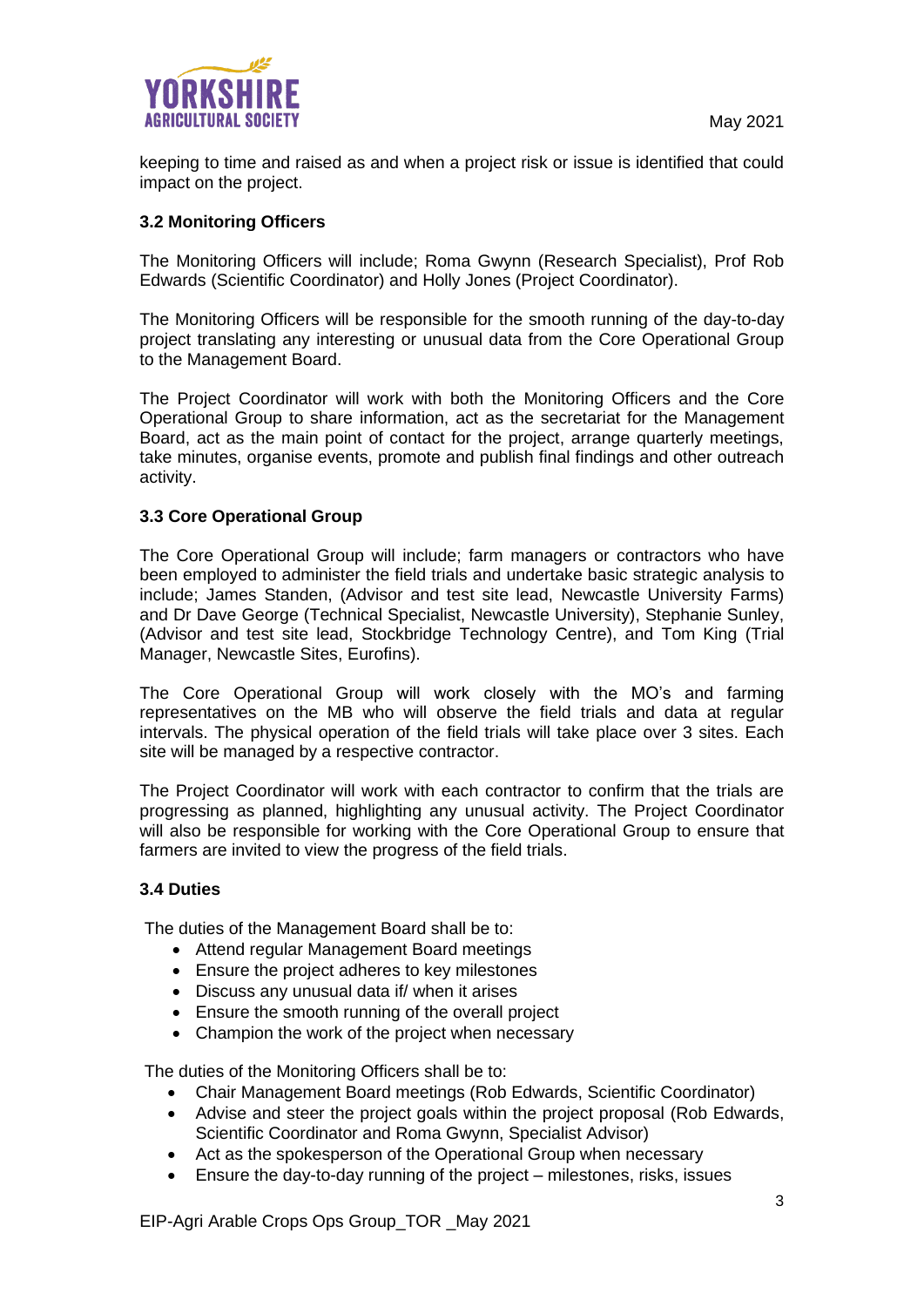keeping to time and raised as and when a project risk or issue is identified that could impact on the project.

### 3.2 Monitoring Officers

The Monitoring Officers will include; Roma Gwynn (Research Specialist), Prof Rob Edwards (Scientific Coordinator) and Holly Jones (Project Coordinator).

The Monitoring Officers will be responsible for the smooth running of the day-to-day project translating any interesting or unusual data from the Core Operational Group to the Management Board.

The Project Coordinator will work with both the Monitoring Officers and the Core Operational Group to share information, act as the secretariat for the Management Board, act as the main point of contact for the project, arrange quarterly meetings, take minutes, organise events, promote and publish final findings and other outreach activity.

### 3.3 Core Operational Group

The Core Operational Group will include; farm managers or contractors who have been employed to administer the field trials and undertake basic strategic analysis to include; James Standen, (Advisor and test site lead, Newcastle University Farms) and Dr Dave George (Technical Specialist, Newcastle University), Stephanie Sunley, (Advisor and test site lead, Stockbridge Technology Centre), and Tom King (Trial Manager, Newcastle Sites, Eurofins).

The Core Operational Group will work closely with the MO's and farming representatives on the MB who will observe the field trials and data at regular intervals. The physical operation of the field trials will take place over 3 sites. Each site will be managed by a respective contractor.

The Project Coordinator will work with each contractor to confirm that the trials are progressing as planned, highlighting any unusual activity. The Project Coordinator will also be responsible for working with the Core Operational Group to ensure that farmers are invited to view the progress of the field trials.

### 3.4 Duties

The duties of the Management Board shall be to:

- Attend regular Management Board meetings
- Ensure the project adheres to key milestones
- Discuss any unusual data if/ when it arises
- Ensure the smooth running of the overall project
- Champion the work of the project when necessary

The duties of the Monitoring Officers shall be to:

- Chair Management Board meetings (Rob Edwards, Scientific Coordinator)
- Advise and steer the project goals within the project proposal (Rob Edwards, Scientific Coordinator and Roma Gwynn, Specialist Advisor)
- Act as the spokesperson of the Operational Group when necessary
- Ensure the day-to-day running of the project – milestones, risks, issues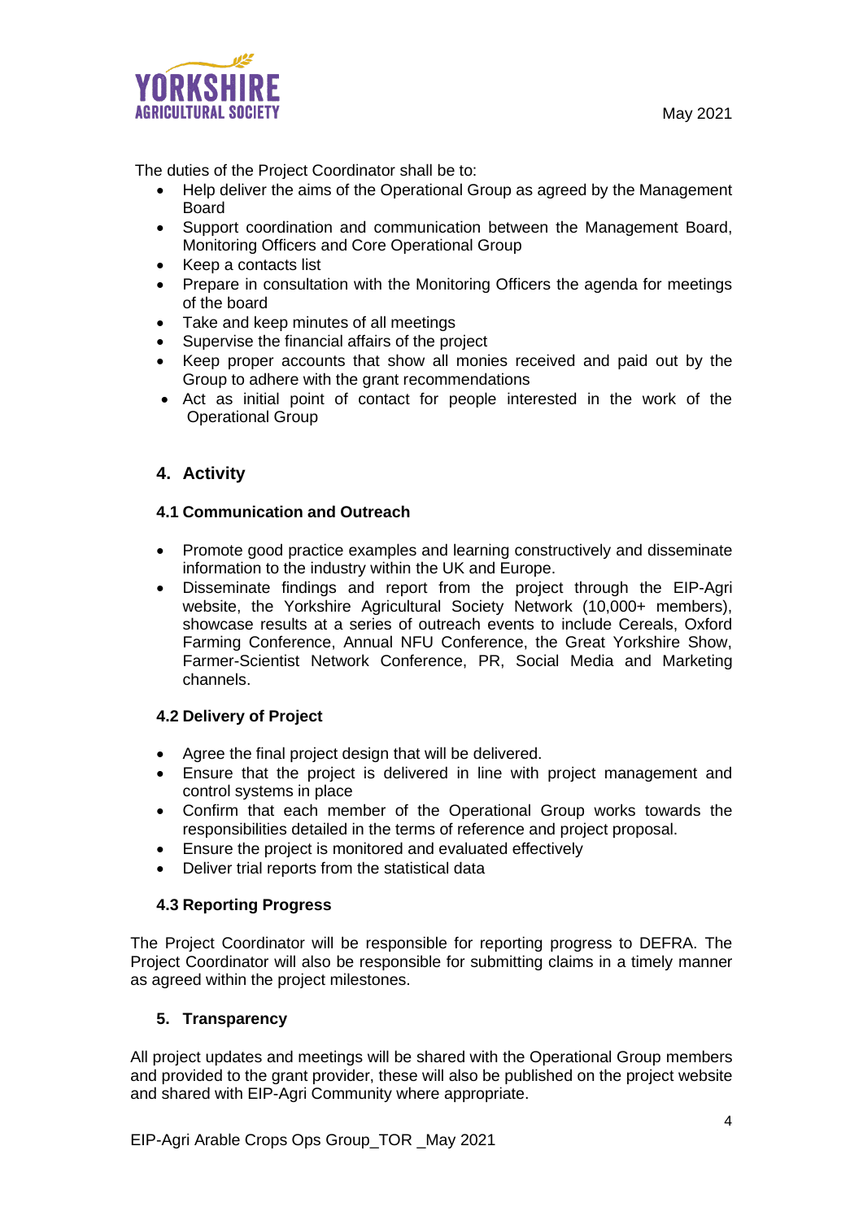The duties of the Project Coordinator shall be to:

- Help deliver the aims of the Operational Group as agreed by the Management Board
- Support coordination and communication between the Management Board, Monitoring Officers and Core Operational Group
- Keep a contacts list
- Prepare in consultation with the Monitoring Officers the agenda for meetings of the board
- Take and keep minutes of all meetings
- Supervise the financial affairs of the project
- Keep proper accounts that show all monies received and paid out by the Group to adhere with the grant recommendations
- Act as initial point of contact for people interested in the work of the Operational Group

## 4. Activity

### 4.1 Communication and Outreach

- Promote good practice examples and learning constructively and disseminate information to the industry within the UK and Europe.
- Disseminate findings and report from the project through the EIP-Agri website, the Yorkshire Agricultural Society Network (10,000+ members), showcase results at a series of outreach events to include Cereals, Oxford Farming Conference, Annual NFU Conference, the Great Yorkshire Show, Farmer-Scientist Network Conference, PR, Social Media and Marketing channels.

### 4.2 Delivery of Project

- Agree the final project design that will be delivered.
- Ensure that the project is delivered in line with project management and control systems in place
- Confirm that each member of the Operational Group works towards the responsibilities detailed in the terms of reference and project proposal.
- Ensure the project is monitored and evaluated effectively
- Deliver trial reports from the statistical data

### 4.3 Reporting Progress

The Project Coordinator will be responsible for reporting progress to DEFRA. The Project Coordinator will also be responsible for submitting claims in a timely manner as agreed within the project milestones.

## 5. Transparency

All project updates and meetings will be shared with the Operational Group members and provided to the grant provider, these will also be published on the project website and shared with EIP-Agri Community where appropriate.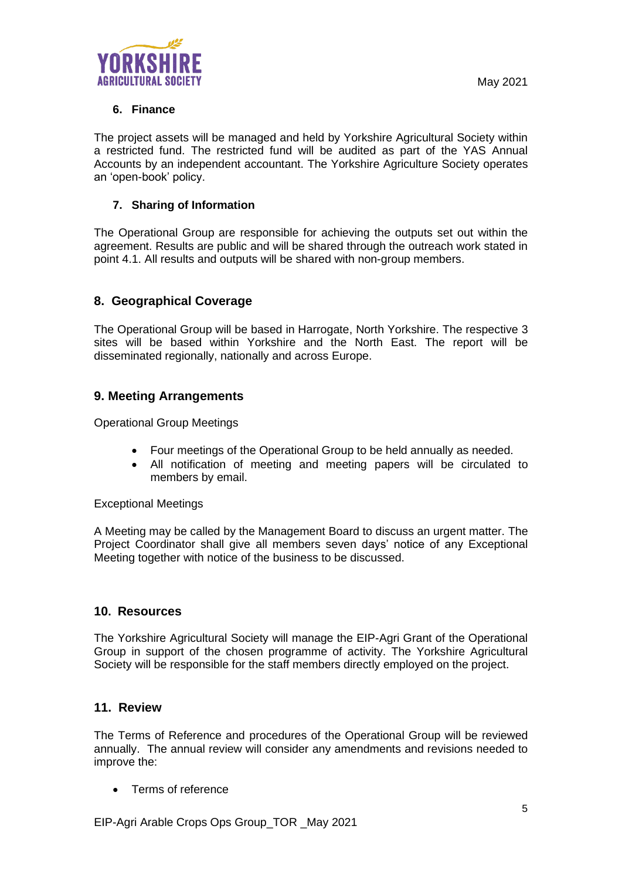## 6. Finance

The project assets will be managed and held by Yorkshire Agricultural Society within a restricted fund. The restricted fund will be audited as part of the YAS Annual Accounts by an independent accountant. The Yorkshire Agriculture Society operates an 'open-book' policy.

## 7. Sharing of Information

The Operational Group are responsible for achieving the outputs set out within the agreement. Results are public and will be shared through the outreach work stated in point 4.1. All results and outputs will be shared with non-group members.

## 8. Geographical Coverage

The Operational Group will be based in Harrogate, North Yorkshire. The respective 3 sites will be based within Yorkshire and the North East. The report will be disseminated regionally, nationally and across Europe.

## 9. Meeting Arrangements

Operational Group Meetings

- Four meetings of the Operational Group to be held annually as needed.
- All notification of meeting and meeting papers will be circulated to members by email.

Exceptional Meetings

A Meeting may be called by the Management Board to discuss an urgent matter. The Project Coordinator shall give all members seven days' notice of any Exceptional Meeting together with notice of the business to be discussed.

## 10. Resources

The Yorkshire Agricultural Society will manage the EIP-Agri Grant of the Operational Group in support of the chosen programme of activity. The Yorkshire Agricultural Society will be responsible for the staff members directly employed on the project.

## 11. Review

The Terms of Reference and procedures of the Operational Group will be reviewed annually. The annual review will consider any amendments and revisions needed to improve the:

- Terms of reference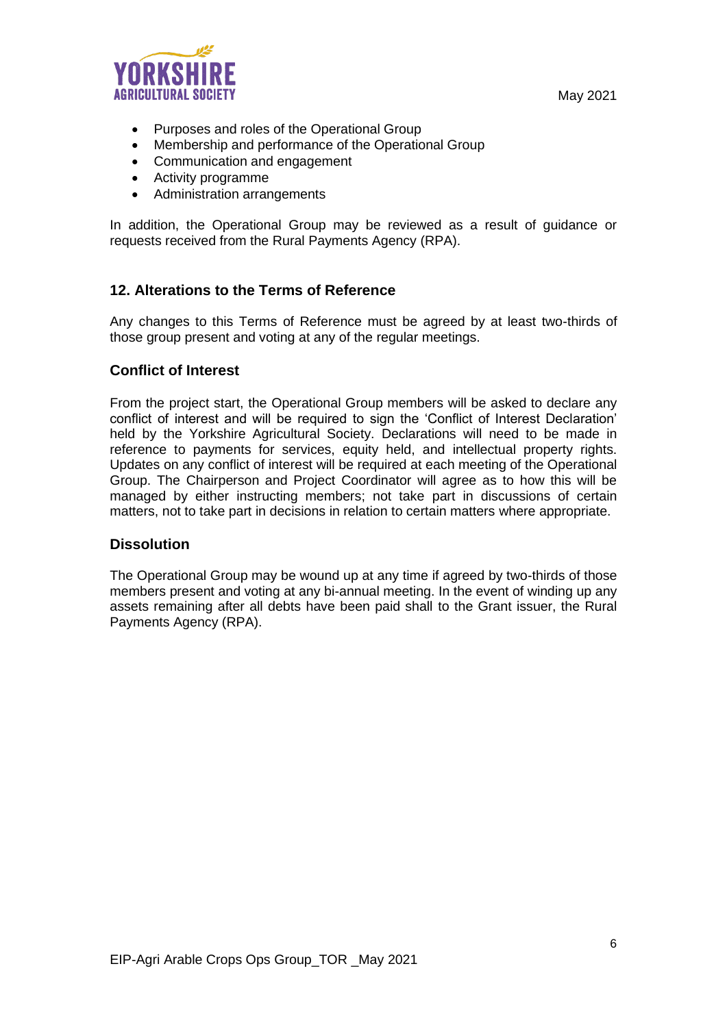- Purposes and roles of the Operational Group
- Membership and performance of the Operational Group
- Communication and engagement
- Activity programme
- Administration arrangements

In addition, the Operational Group may be reviewed as a result of guidance or requests received from the Rural Payments Agency (RPA).

## 12. Alterations to the Terms of Reference

Any changes to this Terms of Reference must be agreed by at least two-thirds of those group present and voting at any of the regular meetings.

### Conflict of Interest

From the project start, the Operational Group members will be asked to declare any conflict of interest and will be required to sign the 'Conflict of Interest Declaration' held by the Yorkshire Agricultural Society. Declarations will need to be made in reference to payments for services, equity held, and intellectual property rights. Updates on any conflict of interest will be required at each meeting of the Operational Group. The Chairperson and Project Coordinator will agree as to how this will be managed by either instructing members; not take part in discussions of certain matters, not to take part in decisions in relation to certain matters where appropriate.

### Dissolution

The Operational Group may be wound up at any time if agreed by two-thirds of those members present and voting at any bi-annual meeting. In the event of winding up any assets remaining after all debts have been paid shall to the Grant issuer, the Rural Payments Agency (RPA).